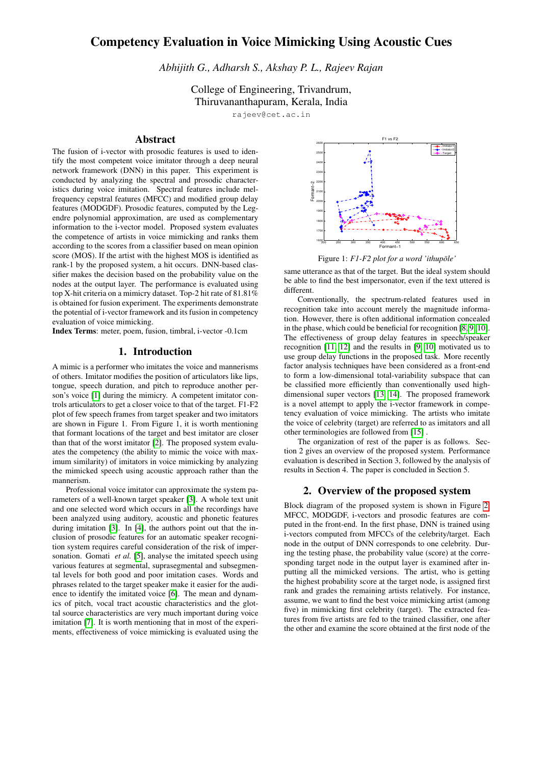# Competency Evaluation in Voice Mimicking Using Acoustic Cues

*Abhijith G., Adharsh S., Akshay P. L., Rajeev Rajan*

College of Engineering, Trivandrum,
Thiruvananthapuram, Kerala, India

rajeev@cet.ac.in

## Abstract

The fusion of i-vector with prosodic features is used to identify the most competent voice imitator through a deep neural network framework (DNN) in this paper. This experiment is conducted by analyzing the spectral and prosodic characteristics during voice imitation. Spectral features include mel-frequency cepstral features (MFCC) and modified group delay features (MODGDF). Prosodic features, computed by the Legendre polynomial approximation, are used as complementary information to the i-vector model. Proposed system evaluates the competence of artists in voice mimicking and ranks them according to the scores from a classifier based on mean opinion score (MOS). If the artist with the highest MOS is identified as rank-1 by the proposed system, a hit occurs. DNN-based classifier makes the decision based on the probability value on the nodes at the output layer. The performance is evaluated using top X-hit criteria on a mimicry dataset. Top-2 hit rate of 81.81% is obtained for fusion experiment. The experiments demonstrate the potential of i-vector framework and its fusion in competency evaluation of voice mimicking.

**Index Terms**: meter, poem, fusion, timbral, i-vector -0.1cm

## 1. Introduction

A mimic is a performer who imitates the voice and mannerisms of others. Imitator modifies the position of articulators like lips, tongue, speech duration, and pitch to reproduce another person's voice [1] during the mimicry. A competent imitator controls articulators to get a closer voice to that of the target. F1-F2 plot of few speech frames from target speaker and two imitators are shown in Figure 1. From Figure 1, it is worth mentioning that formant locations of the target and best imitator are closer than that of the worst imitator [2]. The proposed system evaluates the competency (the ability to mimic the voice with maximum similarity) of imitators in voice mimicking by analyzing the mimicked speech using acoustic approach rather than the mannerism.

Professional voice imitator can approximate the system parameters of a well-known target speaker [3]. A whole text unit and one selected word which occurs in all the recordings have been analyzed using auditory, acoustic and phonetic features during imitation [3]. In [4], the authors point out that the inclusion of prosodic features for an automatic speaker recognition system requires careful consideration of the risk of impersonation. Gomati *et al.* [5], analyse the imitated speech using various features at segmental, suprasegmental and subsegmental levels for both good and poor imitation cases. Words and phrases related to the target speaker make it easier for the audience to identify the imitated voice [6]. The mean and dynamics of pitch, vocal tract acoustic characteristics and the glottal source characteristics are very much important during voice imitation [7]. It is worth mentioning that in most of the experiments, effectiveness of voice mimicking is evaluated using the same utterance as that of the target. But the ideal system should be able to find the best impersonator, even if the text uttered is different.

Figure 1: *F1-F2 plot for a word 'ithupōle'*

Conventionally, the spectrum-related features used in recognition take into account merely the magnitude information. However, there is often additional information concealed in the phase, which could be beneficial for recognition [8, 9, 10]. The effectiveness of group delay features in speech/speaker recognition [11, 12] and the results in [9, 10] motivated us to use group delay functions in the proposed task. More recently factor analysis techniques have been considered as a front-end to form a low-dimensional total-variability subspace that can be classified more efficiently than conventionally used high-dimensional super vectors [13, 14]. The proposed framework is a novel attempt to apply the i-vector framework in competency evaluation of voice mimicking. The artists who imitate the voice of celebrity (target) are referred to as imitators and all other terminologies are followed from [15] .

The organization of rest of the paper is as follows. Section 2 gives an overview of the proposed system. Performance evaluation is described in Section 3, followed by the analysis of results in Section 4. The paper is concluded in Section 5.

## 2. Overview of the proposed system

Block diagram of the proposed system is shown in Figure 2. MFCC, MODGDF, i-vectors and prosodic features are computed in the front-end. In the first phase, DNN is trained using i-vectors computed from MFCCs of the celebrity/target. Each node in the output of DNN corresponds to one celebrity. During the testing phase, the probability value (score) at the corresponding target node in the output layer is examined after inputting all the mimicked versions. The artist, who is getting the highest probability score at the target node, is assigned first rank and grades the remaining artists relatively. For instance, assume, we want to find the best voice mimicking artist (among five) in mimicking first celebrity (target). The extracted features from five artists are fed to the trained classifier, one after the other and examine the score obtained at the first node of the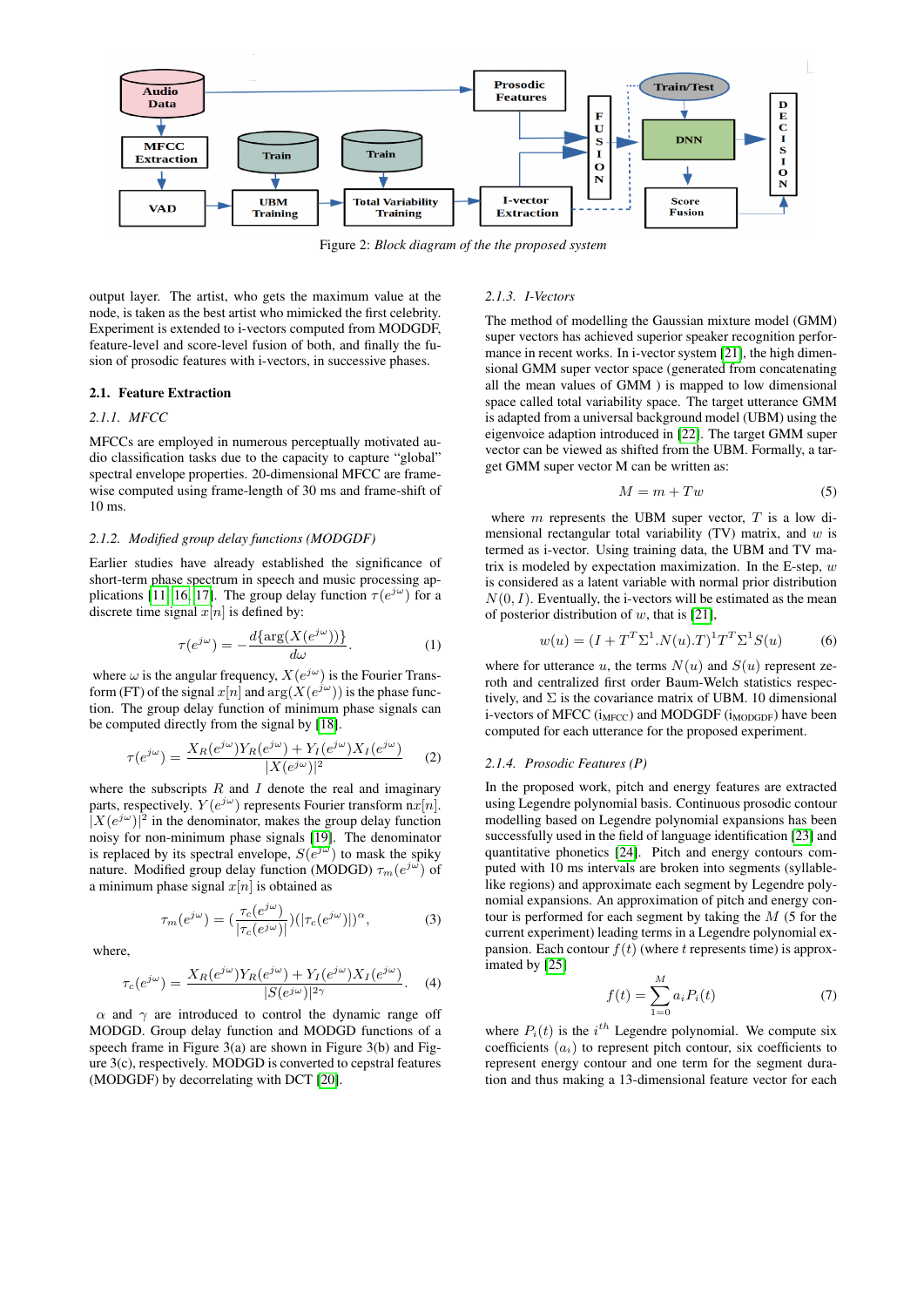Figure 2: *Block diagram of the the proposed system*

output layer. The artist, who gets the maximum value at the node, is taken as the best artist who mimicked the first celebrity. Experiment is extended to i-vectors computed from MODGDF, feature-level and score-level fusion of both, and finally the fusion of prosodic features with i-vectors, in successive phases.

## 2.1. Feature Extraction

### 2.1.1. MFCC

MFCCs are employed in numerous perceptually motivated audio classification tasks due to the capacity to capture "global" spectral envelope properties. 20-dimensional MFCC are frame-wise computed using frame-length of 30 ms and frame-shift of 10 ms.

### 2.1.2. Modified group delay functions (MODGDF)

Earlier studies have already established the significance of short-term phase spectrum in speech and music processing applications [11, 16, 17]. The group delay function $\tau(e^{j\omega})$ for a discrete time signal $x[n]$ is defined by:

$$\tau(e^{j\omega}) = -\frac{d\{\arg(X(e^{j\omega}))\}}{d\omega}. \tag{1}$$

where $\omega$ is the angular frequency, $X(e^{j\omega})$ is the Fourier Transform (FT) of the signal $x[n]$ and $\arg(X(e^{j\omega}))$ is the phase function. The group delay function of minimum phase signals can be computed directly from the signal by [18].

$$\tau(e^{j\omega}) = \frac{X_R(e^{j\omega})Y_R(e^{j\omega}) + Y_I(e^{j\omega})X_I(e^{j\omega})}{|X(e^{j\omega})|^2} \tag{2}$$

where the subscripts $R$ and $I$ denote the real and imaginary parts, respectively. $Y(e^{j\omega})$ represents Fourier transform $nx[n]$. $|X(e^{j\omega})|^2$ in the denominator, makes the group delay function noisy for non-minimum phase signals [19]. The denominator is replaced by its spectral envelope, $S(e^{j\omega})$ to mask the spiky nature. Modified group delay function (MODGD) $\tau_m(e^{j\omega})$ of a minimum phase signal $x[n]$ is obtained as

$$\tau_m(e^{j\omega}) = \left(\frac{\tau_c(e^{j\omega})}{|\tau_c(e^{j\omega})|}\right)(|\tau_c(e^{j\omega})|)^{\alpha}, \tag{3}$$

where,

$$\tau_c(e^{j\omega}) = \frac{X_R(e^{j\omega})Y_R(e^{j\omega}) + Y_I(e^{j\omega})X_I(e^{j\omega})}{|S(e^{j\omega})|^{2\gamma}}. \tag{4}$$

$\alpha$ and $\gamma$ are introduced to control the dynamic range off MODGD. Group delay function and MODGD functions of a speech frame in Figure 3(a) are shown in Figure 3(b) and Figure 3(c), respectively. MODGD is converted to cepstral features (MODGDF) by decorrelating with DCT [20].

### 2.1.3. I-Vectors

The method of modelling the Gaussian mixture model (GMM) super vectors has achieved superior speaker recognition performance in recent works. In i-vector system [21], the high dimensional GMM super vector space (generated from concatenating all the mean values of GMM ) is mapped to low dimensional space called total variability space. The target utterance GMM is adapted from a universal background model (UBM) using the eigenvoice adaption introduced in [22]. The target GMM super vector can be viewed as shifted from the UBM. Formally, a target GMM super vector M can be written as:

$$M = m + Tw \tag{5}$$

where $m$ represents the UBM super vector, $T$ is a low dimensional rectangular total variability (TV) matrix, and $w$ is termed as i-vector. Using training data, the UBM and TV matrix is modeled by expectation maximization. In the E-step, $w$ is considered as a latent variable with normal prior distribution $N(0, I)$. Eventually, the i-vectors will be estimated as the mean of posterior distribution of $w$, that is [21],

$$w(u) = (I + T^T\Sigma^1.N(u).T)^1T^T\Sigma^1S(u) \tag{6}$$

where for utterance $u$, the terms $N(u)$ and $S(u)$ represent zeroth and centralized first order Baum-Welch statistics respectively, and $\Sigma$ is the covariance matrix of UBM. 10 dimensional i-vectors of MFCC ($i_{\text{MFCC}}$) and MODGDF ($i_{\text{MODGDF}}$) have been computed for each utterance for the proposed experiment.

### 2.1.4. Prosodic Features (P)

In the proposed work, pitch and energy features are extracted using Legendre polynomial basis. Continuous prosodic contour modelling based on Legendre polynomial expansions has been successfully used in the field of language identification [23] and quantitative phonetics [24]. Pitch and energy contours computed with 10 ms intervals are broken into segments (syllable-like regions) and approximate each segment by Legendre polynomial expansions. An approximation of pitch and energy contour is performed for each segment by taking the $M$ (5 for the current experiment) leading terms in a Legendre polynomial expansion. Each contour $f(t)$ (where $t$ represents time) is approximated by [25]

$$f(t) = \sum_{1=0}^{M} a_i P_i(t) \tag{7}$$

where $P_i(t)$ is the $i^{th}$ Legendre polynomial. We compute six coefficients ($a_i$) to represent pitch contour, six coefficients to represent energy contour and one term for the segment duration and thus making a 13-dimensional feature vector for each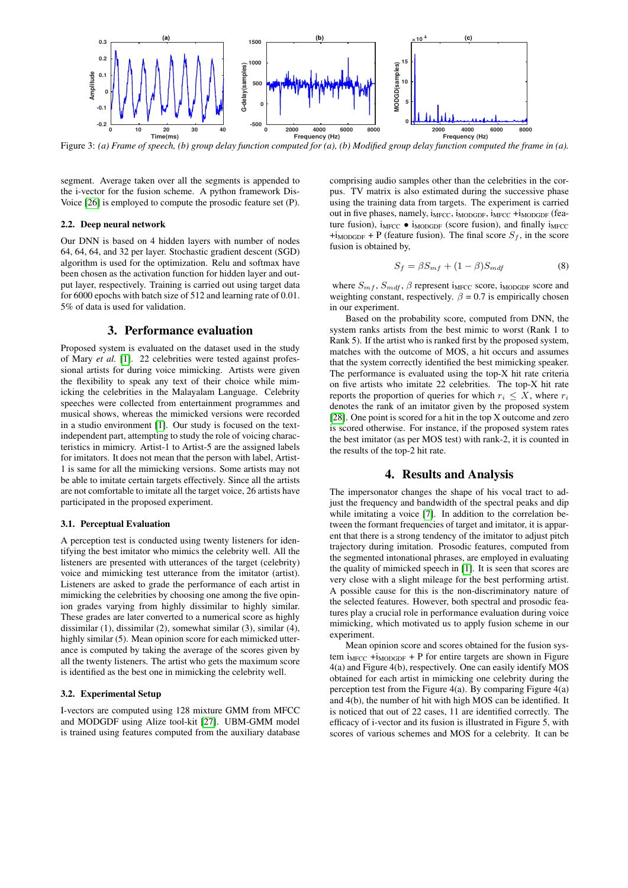Figure 3: *(a) Frame of speech, (b) group delay function computed for (a), (b) Modified group delay function computed the frame in (a).*

segment. Average taken over all the segments is appended to the i-vector for the fusion scheme. A python framework DisVoice [26] is employed to compute the prosodic feature set (P).

### 2.2. Deep neural network

Our DNN is based on 4 hidden layers with number of nodes 64, 64, 64, and 32 per layer. Stochastic gradient descent (SGD) algorithm is used for the optimization. Relu and softmax have been chosen as the activation function for hidden layer and output layer, respectively. Training is carried out using target data for 6000 epochs with batch size of 512 and learning rate of 0.01. 5% of data is used for validation.

## 3. Performance evaluation

Proposed system is evaluated on the dataset used in the study of Mary *et al.* [1]. 22 celebrities were tested against professional artists for during voice mimicking. Artists were given the flexibility to speak any text of their choice while mimicking the celebrities in the Malayalam Language. Celebrity speeches were collected from entertainment programmes and musical shows, whereas the mimicked versions were recorded in a studio environment [1]. Our study is focused on the text-independent part, attempting to study the role of voicing characteristics in mimicry. Artist-1 to Artist-5 are the assigned labels for imitators. It does not mean that the person with label, Artist-1 is same for all the mimicking versions. Some artists may not be able to imitate certain targets effectively. Since all the artists are not comfortable to imitate all the target voice, 26 artists have participated in the proposed experiment.

### 3.1. Perceptual Evaluation

A perception test is conducted using twenty listeners for identifying the best imitator who mimics the celebrity well. All the listeners are presented with utterances of the target (celebrity) voice and mimicking test utterance from the imitator (artist). Listeners are asked to grade the performance of each artist in mimicking the celebrities by choosing one among the five opinion grades varying from highly dissimilar to highly similar. These grades are later converted to a numerical score as highly dissimilar (1), dissimilar (2), somewhat similar (3), similar (4), highly similar (5). Mean opinion score for each mimicked utterance is computed by taking the average of the scores given by all the twenty listeners. The artist who gets the maximum score is identified as the best one in mimicking the celebrity well.

### 3.2. Experimental Setup

I-vectors are computed using 128 mixture GMM from MFCC and MODGDF using Alize tool-kit [27]. UBM-GMM model is trained using features computed from the auxiliary database comprising audio samples other than the celebrities in the corpus. TV matrix is also estimated during the successive phase using the training data from targets. The experiment is carried out in five phases, namely, $i_{MFCC}$, $i_{MODGDF}$, $i_{MFCC}$ +$i_{MODGDF}$ (feature fusion), $i_{MFCC} \bullet i_{MODGDF}$ (score fusion), and finally $i_{MFCC}$ +$i_{MODGDF}$ + P (feature fusion). The final score $S_f$, in the score fusion is obtained by,

$$S_f = \beta S_{mf} + (1 - \beta) S_{mdf} \tag{8}$$

where $S_{mf}$, $S_{mdf}$, $\beta$ represent $i_{MFCC}$ score, $i_{MODGDF}$ score and weighting constant, respectively. $\beta$ = 0.7 is empirically chosen in our experiment.

Based on the probability score, computed from DNN, the system ranks artists from the best mimic to worst (Rank 1 to Rank 5). If the artist who is ranked first by the proposed system, matches with the outcome of MOS, a hit occurs and assumes that the system correctly identified the best mimicking speaker. The performance is evaluated using the top-X hit rate criteria on five artists who imitate 22 celebrities. The top-X hit rate reports the proportion of queries for which $r_i \leq X$, where $r_i$ denotes the rank of an imitator given by the proposed system [28]. One point is scored for a hit in the top X outcome and zero is scored otherwise. For instance, if the proposed system rates the best imitator (as per MOS test) with rank-2, it is counted in the results of the top-2 hit rate.

## 4. Results and Analysis

The impersonator changes the shape of his vocal tract to adjust the frequency and bandwidth of the spectral peaks and dip while imitating a voice [7]. In addition to the correlation between the formant frequencies of target and imitator, it is apparent that there is a strong tendency of the imitator to adjust pitch trajectory during imitation. Prosodic features, computed from the segmented intonational phrases, are employed in evaluating the quality of mimicked speech in [1]. It is seen that scores are very close with a slight mileage for the best performing artist. A possible cause for this is the non-discriminatory nature of the selected features. However, both spectral and prosodic features play a crucial role in performance evaluation during voice mimicking, which motivated us to apply fusion scheme in our experiment.

Mean opinion score and scores obtained for the fusion system $i_{MFCC}$ +$i_{MODGDF}$ + P for entire targets are shown in Figure 4(a) and Figure 4(b), respectively. One can easily identify MOS obtained for each artist in mimicking one celebrity during the perception test from the Figure 4(a). By comparing Figure 4(a) and 4(b), the number of hit with high MOS can be identified. It is noticed that out of 22 cases, 11 are identified correctly. The efficacy of i-vector and its fusion is illustrated in Figure 5, with scores of various schemes and MOS for a celebrity. It can be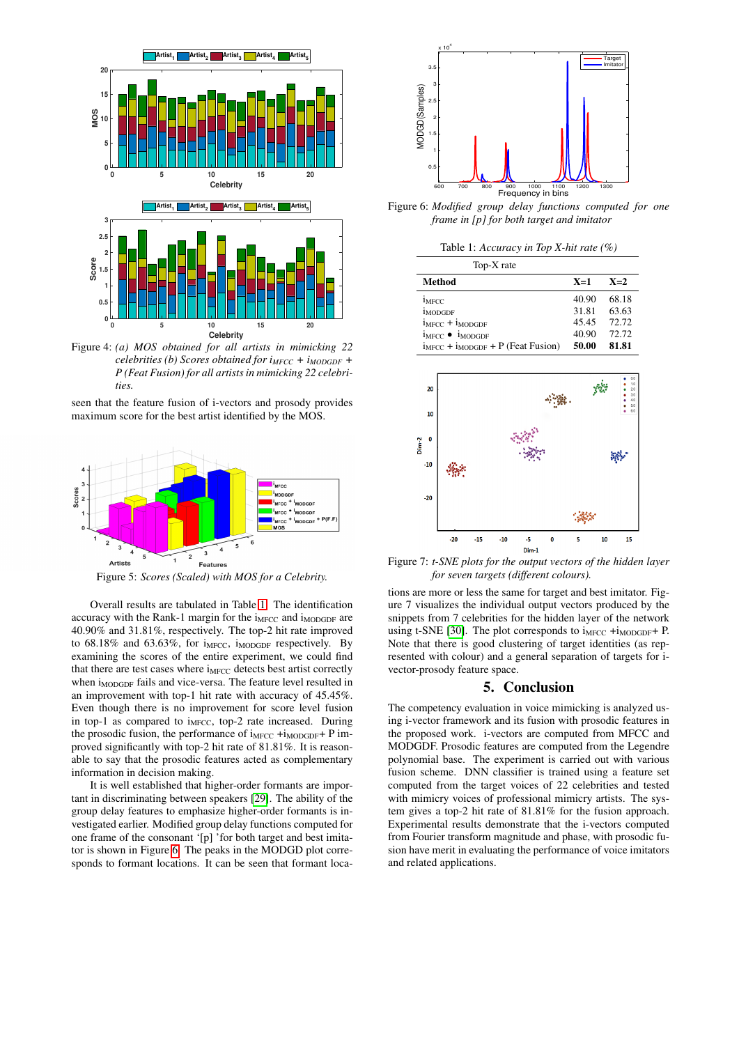Figure 4: *(a) MOS obtained for all artists in mimicking 22 celebrities (b) Scores obtained for $i_{MFCC}$ + $i_{MODGDF}$ + P (Feat Fusion) for all artists in mimicking 22 celebrities.*

seen that the feature fusion of i-vectors and prosody provides maximum score for the best artist identified by the MOS.

Figure 5: *Scores (Scaled) with MOS for a Celebrity.*

Overall results are tabulated in Table 1. The identification accuracy with the Rank-1 margin for the $i_{MFCC}$ and $i_{MODGDF}$ are 40.90% and 31.81%, respectively. The top-2 hit rate improved to 68.18% and 63.63%, for $i_{MFCC}$, $i_{MODGDF}$ respectively. By examining the scores of the entire experiment, we could find that there are test cases where $i_{MFCC}$ detects best artist correctly when $i_{MODGDF}$ fails and vice-versa. The feature level resulted in an improvement with top-1 hit rate with accuracy of 45.45%. Even though there is no improvement for score level fusion in top-1 as compared to $i_{MFCC}$, top-2 rate increased. During the prosodic fusion, the performance of $i_{MFCC}$ +$i_{MODGDF}$+ P improved significantly with top-2 hit rate of 81.81%. It is reasonable to say that the prosodic features acted as complementary information in decision making.

It is well established that higher-order formants are important in discriminating between speakers [29]. The ability of the group delay features to emphasize higher-order formants is investigated earlier. Modified group delay functions computed for one frame of the consonant '[p] 'for both target and best imitator is shown in Figure 6. The peaks in the MODGD plot corresponds to formant locations. It can be seen that formant locations are more or less the same for target and best imitator. Figure 7 visualizes the individual output vectors produced by the snippets from 7 celebrities for the hidden layer of the network using t-SNE [30]. The plot corresponds to $i_{MFCC}$ +$i_{MODGDF}$+ P. Note that there is good clustering of target identities (as represented with colour) and a general separation of targets for i-vector-prosody feature space.

Figure 6: *Modified group delay functions computed for one frame in [p] for both target and imitator*

Table 1: *Accuracy in Top X-hit rate (%)*

| Top-X rate | | |
|---|---|---|
| **Method** | **X=1** | **X=2** |
| $i_{MFCC}$ | 40.90 | 68.18 |
| $i_{MODGDF}$ | 31.81 | 63.63 |
| $i_{MFCC}$ + $i_{MODGDF}$ | 45.45 | 72.72 |
| $i_{MFCC}$ • $i_{MODGDF}$ | 40.90 | 72.72 |
| $i_{MFCC}$ + $i_{MODGDF}$ + P (Feat Fusion) | **50.00** | **81.81** |

Figure 7: *t-SNE plots for the output vectors of the hidden layer for seven targets (different colours).*

## 5. Conclusion

The competency evaluation in voice mimicking is analyzed using i-vector framework and its fusion with prosodic features in the proposed work. i-vectors are computed from MFCC and MODGDF. Prosodic features are computed from the Legendre polynomial base. The experiment is carried out with various fusion scheme. DNN classifier is trained using a feature set computed from the target voices of 22 celebrities and tested with mimicry voices of professional mimicry artists. The system gives a top-2 hit rate of 81.81% for the fusion approach. Experimental results demonstrate that the i-vectors computed from Fourier transform magnitude and phase, with prosodic fusion have merit in evaluating the performance of voice imitators and related applications.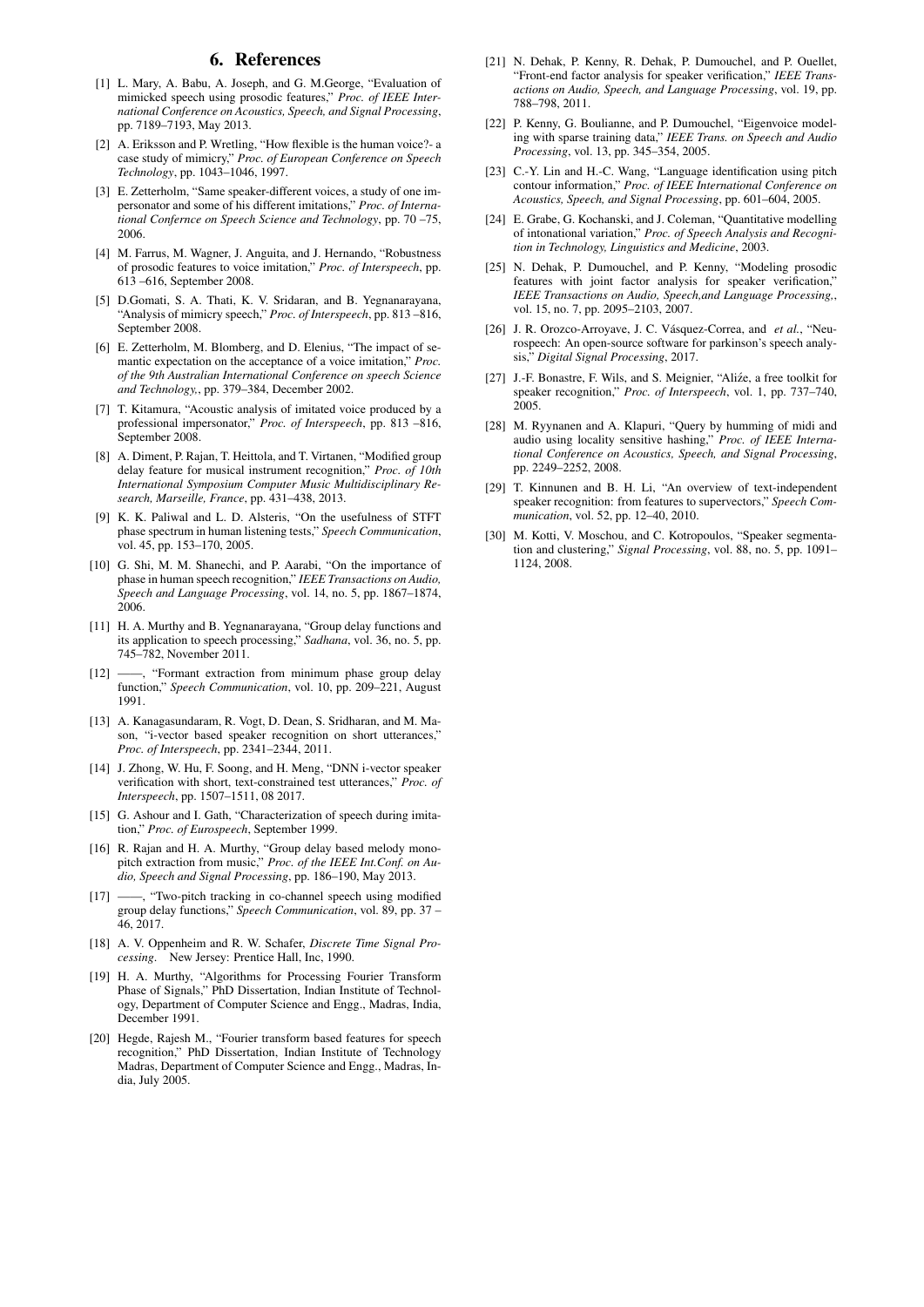## 6. References

[1] L. Mary, A. Babu, A. Joseph, and G. M.George, "Evaluation of mimicked speech using prosodic features," *Proc. of IEEE International Conference on Acoustics, Speech, and Signal Processing*, pp. 7189–7193, May 2013.

[2] A. Eriksson and P. Wretling, "How flexible is the human voice?- a case study of mimicry," *Proc. of European Conference on Speech Technology*, pp. 1043–1046, 1997.

[3] E. Zetterholm, "Same speaker-different voices, a study of one impersonator and some of his different imitations," *Proc. of International Confernce on Speech Science and Technology*, pp. 70 –75, 2006.

[4] M. Farrus, M. Wagner, J. Anguita, and J. Hernando, "Robustness of prosodic features to voice imitation," *Proc. of Interspeech*, pp. 613 –616, September 2008.

[5] D.Gomati, S. A. Thati, K. V. Sridaran, and B. Yegnanarayana, "Analysis of mimicry speech," *Proc. of Interspeech*, pp. 813 –816, September 2008.

[6] E. Zetterholm, M. Blomberg, and D. Elenius, "The impact of semantic expectation on the acceptance of a voice imitation," *Proc. of the 9th Australian International Conference on speech Science and Technology,*, pp. 379–384, December 2002.

[7] T. Kitamura, "Acoustic analysis of imitated voice produced by a professional impersonator," *Proc. of Interspeech*, pp. 813 –816, September 2008.

[8] A. Diment, P. Rajan, T. Heittola, and T. Virtanen, "Modified group delay feature for musical instrument recognition," *Proc. of 10th International Symposium Computer Music Multidisciplinary Research, Marseille, France*, pp. 431–438, 2013.

[9] K. K. Paliwal and L. D. Alsteris, "On the usefulness of STFT phase spectrum in human listening tests," *Speech Communication*, vol. 45, pp. 153–170, 2005.

[10] G. Shi, M. M. Shanechi, and P. Aarabi, "On the importance of phase in human speech recognition," *IEEE Transactions on Audio, Speech and Language Processing*, vol. 14, no. 5, pp. 1867–1874, 2006.

[11] H. A. Murthy and B. Yegnanarayana, "Group delay functions and its application to speech processing," *Sadhana*, vol. 36, no. 5, pp. 745–782, November 2011.

[12] ——, "Formant extraction from minimum phase group delay function," *Speech Communication*, vol. 10, pp. 209–221, August 1991.

[13] A. Kanagasundaram, R. Vogt, D. Dean, S. Sridharan, and M. Mason, "i-vector based speaker recognition on short utterances," *Proc. of Interspeech*, pp. 2341–2344, 2011.

[14] J. Zhong, W. Hu, F. Soong, and H. Meng, "DNN i-vector speaker verification with short, text-constrained test utterances," *Proc. of Interspeech*, pp. 1507–1511, 08 2017.

[15] G. Ashour and I. Gath, "Characterization of speech during imitation," *Proc. of Eurospeech*, September 1999.

[16] R. Rajan and H. A. Murthy, "Group delay based melody monopitch extraction from music," *Proc. of the IEEE Int.Conf. on Audio, Speech and Signal Processing*, pp. 186–190, May 2013.

[17] ——, "Two-pitch tracking in co-channel speech using modified group delay functions," *Speech Communication*, vol. 89, pp. 37 – 46, 2017.

[18] A. V. Oppenheim and R. W. Schafer, *Discrete Time Signal Processing*. New Jersey: Prentice Hall, Inc, 1990.

[19] H. A. Murthy, "Algorithms for Processing Fourier Transform Phase of Signals," PhD Dissertation, Indian Institute of Technology, Department of Computer Science and Engg., Madras, India, December 1991.

[20] Hegde, Rajesh M., "Fourier transform based features for speech recognition," PhD Dissertation, Indian Institute of Technology Madras, Department of Computer Science and Engg., Madras, India, July 2005.

[21] N. Dehak, P. Kenny, R. Dehak, P. Dumouchel, and P. Ouellet, "Front-end factor analysis for speaker verification," *IEEE Transactions on Audio, Speech, and Language Processing*, vol. 19, pp. 788–798, 2011.

[22] P. Kenny, G. Boulianne, and P. Dumouchel, "Eigenvoice modeling with sparse training data," *IEEE Trans. on Speech and Audio Processing*, vol. 13, pp. 345–354, 2005.

[23] C.-Y. Lin and H.-C. Wang, "Language identification using pitch contour information," *Proc. of IEEE International Conference on Acoustics, Speech, and Signal Processing*, pp. 601–604, 2005.

[24] E. Grabe, G. Kochanski, and J. Coleman, "Quantitative modelling of intonational variation," *Proc. of Speech Analysis and Recognition in Technology, Linguistics and Medicine*, 2003.

[25] N. Dehak, P. Dumouchel, and P. Kenny, "Modeling prosodic features with joint factor analysis for speaker verification," *IEEE Transactions on Audio, Speech,and Language Processing,*, vol. 15, no. 7, pp. 2095–2103, 2007.

[26] J. R. Orozco-Arroyave, J. C. Vásquez-Correa, and *et al.*, "Neurospeech: An open-source software for parkinson's speech analysis," *Digital Signal Processing*, 2017.

[27] J.-F. Bonastre, F. Wils, and S. Meignier, "Aliźe, a free toolkit for speaker recognition," *Proc. of Interspeech*, vol. 1, pp. 737–740, 2005.

[28] M. Ryynanen and A. Klapuri, "Query by humming of midi and audio using locality sensitive hashing," *Proc. of IEEE International Conference on Acoustics, Speech, and Signal Processing*, pp. 2249–2252, 2008.

[29] T. Kinnunen and B. H. Li, "An overview of text-independent speaker recognition: from features to supervectors," *Speech Communication*, vol. 52, pp. 12–40, 2010.

[30] M. Kotti, V. Moschou, and C. Kotropoulos, "Speaker segmentation and clustering," *Signal Processing*, vol. 88, no. 5, pp. 1091–1124, 2008.